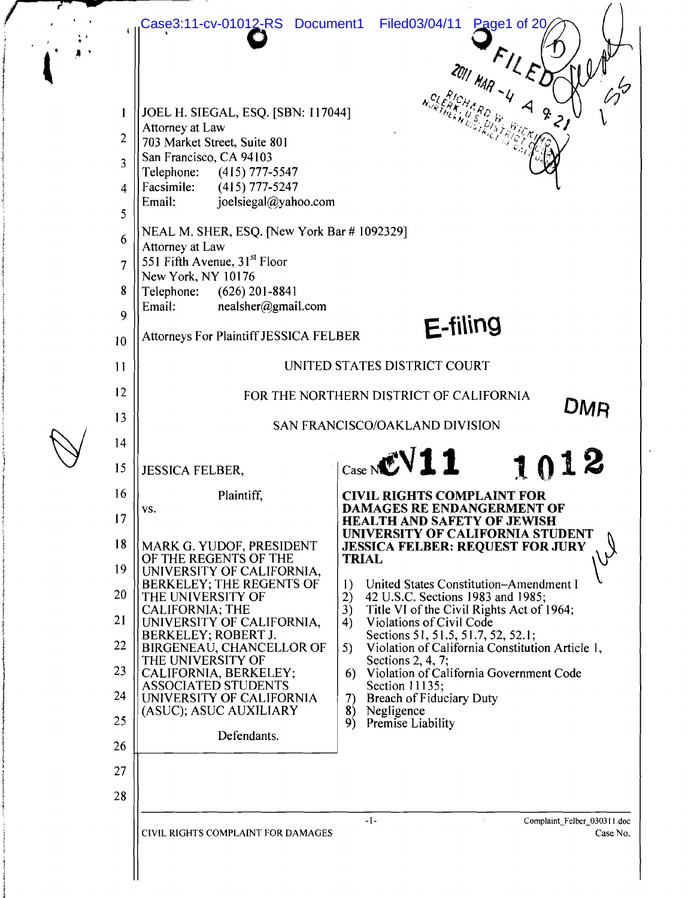JOEL H. SIEGAL, ESQ. [SBN: 117044]
Attorney at Law
703 Market Street, Suite 801
San Francisco, CA 94103
Telephone: (415) 777-5547
Facsimile: (415) 777-5247
Email: joelsiegal@yahoo.com

NEAL M. SHER, ESQ. [New York Bar # 1092329]
Attorney at Law
551 Fifth Avenue, 31st Floor
New York, NY 10176
Telephone: (626) 201-8841
Email: nealsher@gmail.com

Attorneys For Plaintiff JESSICA FELBER

E-filing

UNITED STATES DISTRICT COURT

FOR THE NORTHERN DISTRICT OF CALIFORNIA

SAN FRANCISCO/OAKLAND DIVISION

DMR

| | |
|---|---|
| JESSICA FELBER,<br><br>Plaintiff,<br><br>vs.<br><br>MARK G. YUDOF, PRESIDENT OF THE REGENTS OF THE UNIVERSITY OF CALIFORNIA, BERKELEY; THE REGENTS OF THE UNIVERSITY OF CALIFORNIA; THE UNIVERSITY OF CALIFORNIA, BERKELEY; ROBERT J. BIRGENEAU, CHANCELLOR OF THE UNIVERSITY OF CALIFORNIA, BERKELEY; ASSOCIATED STUDENTS UNIVERSITY OF CALIFORNIA (ASUC); ASUC AUXILIARY<br><br>Defendants. | Case No. CV11 1012<br><br>**CIVIL RIGHTS COMPLAINT FOR DAMAGES RE ENDANGERMENT OF HEALTH AND SAFETY OF JEWISH UNIVERSITY OF CALIFORNIA STUDENT JESSICA FELBER: REQUEST FOR JURY TRIAL**<br><br>1) United States Constitution–Amendment I<br>2) 42 U.S.C. Sections 1983 and 1985;<br>3) Title VI of the Civil Rights Act of 1964;<br>4) Violations of Civil Code Sections 51, 51.5, 51.7, 52, 52.1;<br>5) Violation of California Constitution Article 1, Sections 2, 4, 7;<br>6) Violation of California Government Code Section 11135;<br>7) Breach of Fiduciary Duty<br>8) Negligence<br>9) Premise Liability |

CIVIL RIGHTS COMPLAINT FOR DAMAGES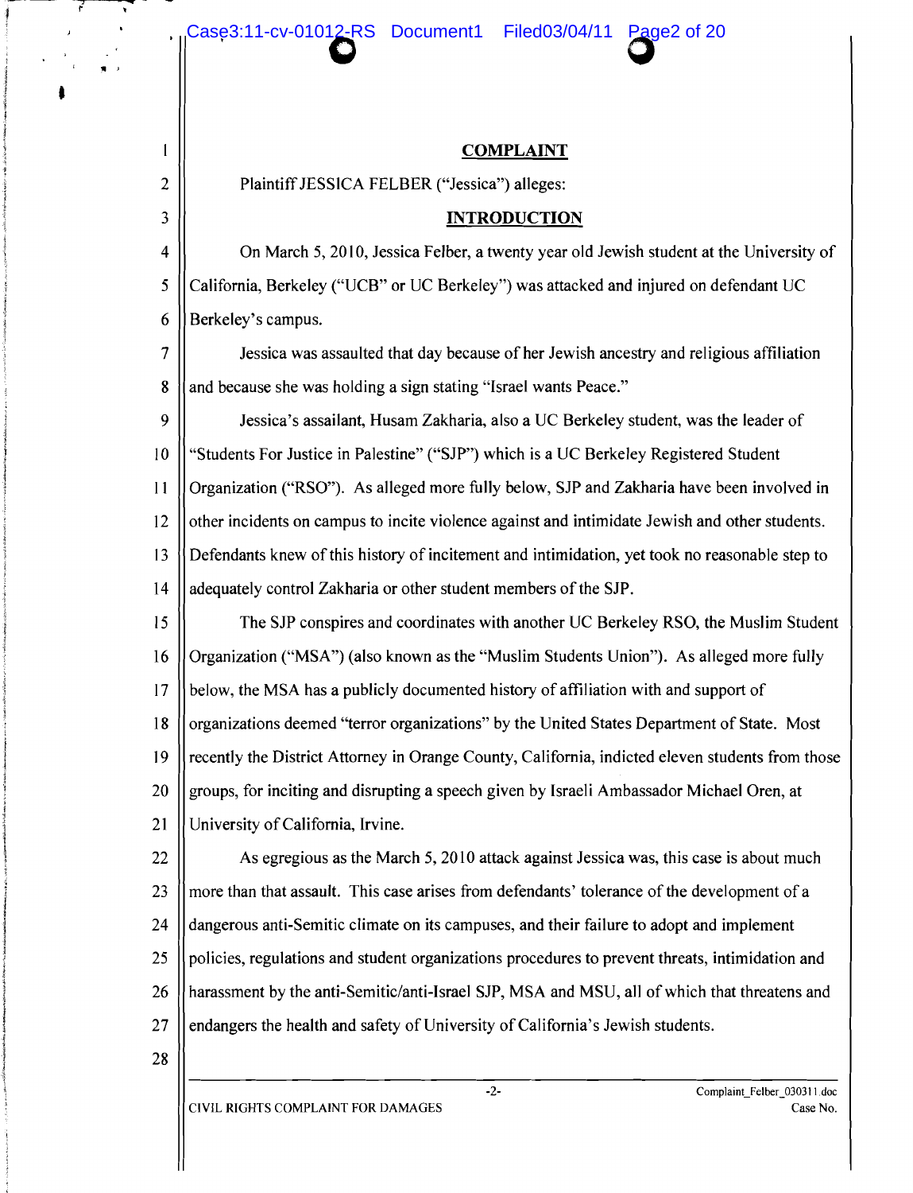## COMPLAINT

Plaintiff JESSICA FELBER ("Jessica") alleges:

## INTRODUCTION

On March 5, 2010, Jessica Felber, a twenty year old Jewish student at the University of California, Berkeley ("UCB" or UC Berkeley") was attacked and injured on defendant UC Berkeley's campus.

Jessica was assaulted that day because of her Jewish ancestry and religious affiliation and because she was holding a sign stating "Israel wants Peace."

Jessica's assailant, Husam Zakharia, also a UC Berkeley student, was the leader of "Students For Justice in Palestine" ("SJP") which is a UC Berkeley Registered Student Organization ("RSO"). As alleged more fully below, SJP and Zakharia have been involved in other incidents on campus to incite violence against and intimidate Jewish and other students. Defendants knew of this history of incitement and intimidation, yet took no reasonable step to adequately control Zakharia or other student members of the SJP.

The SJP conspires and coordinates with another UC Berkeley RSO, the Muslim Student Organization ("MSA") (also known as the "Muslim Students Union"). As alleged more fully below, the MSA has a publicly documented history of affiliation with and support of organizations deemed "terror organizations" by the United States Department of State. Most recently the District Attorney in Orange County, California, indicted eleven students from those groups, for inciting and disrupting a speech given by Israeli Ambassador Michael Oren, at University of California, Irvine.

As egregious as the March 5, 2010 attack against Jessica was, this case is about much more than that assault. This case arises from defendants' tolerance of the development of a dangerous anti-Semitic climate on its campuses, and their failure to adopt and implement policies, regulations and student organizations procedures to prevent threats, intimidation and harassment by the anti-Semitic/anti-Israel SJP, MSA and MSU, all of which that threatens and endangers the health and safety of University of California's Jewish students.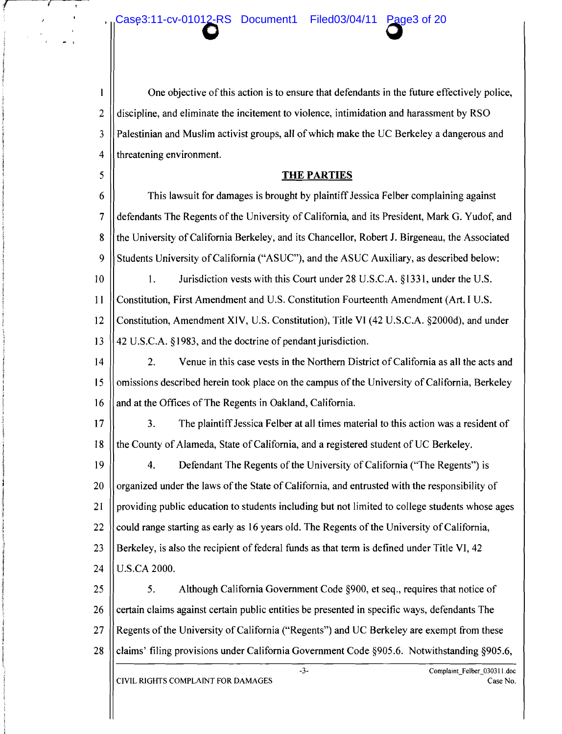One objective of this action is to ensure that defendants in the future effectively police, discipline, and eliminate the incitement to violence, intimidation and harassment by RSO Palestinian and Muslim activist groups, all of which make the UC Berkeley a dangerous and threatening environment.

## THE PARTIES

This lawsuit for damages is brought by plaintiff Jessica Felber complaining against defendants The Regents of the University of California, and its President, Mark G. Yudof, and the University of California Berkeley, and its Chancellor, Robert J. Birgeneau, the Associated Students University of California ("ASUC"), and the ASUC Auxiliary, as described below:

1. Jurisdiction vests with this Court under 28 U.S.C.A. §1331, under the U.S. Constitution, First Amendment and U.S. Constitution Fourteenth Amendment (Art. I U.S. Constitution, Amendment XIV, U.S. Constitution), Title VI (42 U.S.C.A. §2000d), and under 42 U.S.C.A. §1983, and the doctrine of pendant jurisdiction.

2. Venue in this case vests in the Northern District of California as all the acts and omissions described herein took place on the campus of the University of California, Berkeley and at the Offices of The Regents in Oakland, California.

3. The plaintiff Jessica Felber at all times material to this action was a resident of the County of Alameda, State of California, and a registered student of UC Berkeley.

4. Defendant The Regents of the University of California ("The Regents") is organized under the laws of the State of California, and entrusted with the responsibility of providing public education to students including but not limited to college students whose ages could range starting as early as 16 years old. The Regents of the University of California, Berkeley, is also the recipient of federal funds as that term is defined under Title VI, 42 U.S.CA 2000.

5. Although California Government Code §900, et seq., requires that notice of certain claims against certain public entities be presented in specific ways, defendants The Regents of the University of California ("Regents") and UC Berkeley are exempt from these claims' filing provisions under California Government Code §905.6. Notwithstanding §905.6,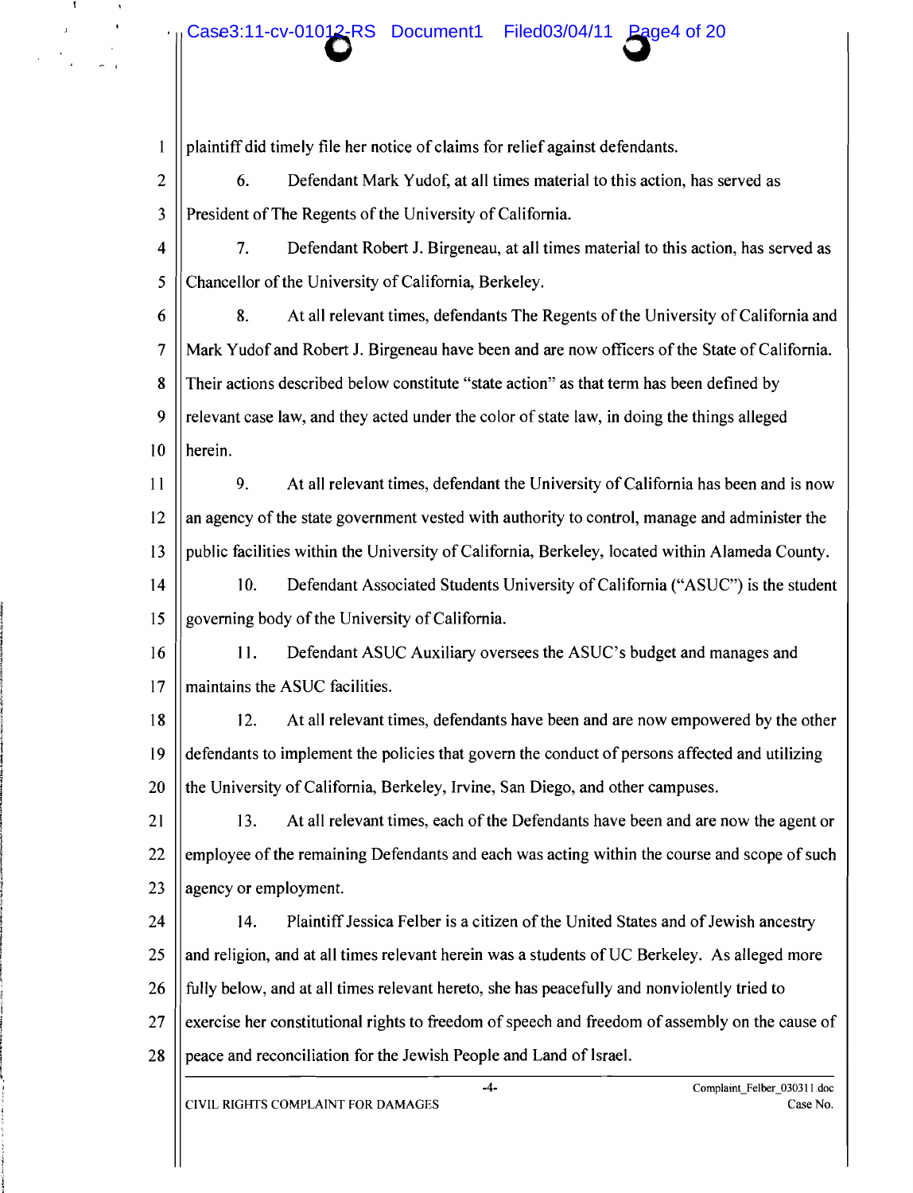plaintiff did timely file her notice of claims for relief against defendants.

6. Defendant Mark Yudof, at all times material to this action, has served as President of The Regents of the University of California.

7. Defendant Robert J. Birgeneau, at all times material to this action, has served as Chancellor of the University of California, Berkeley.

8. At all relevant times, defendants The Regents of the University of California and Mark Yudof and Robert J. Birgeneau have been and are now officers of the State of California. Their actions described below constitute "state action" as that term has been defined by relevant case law, and they acted under the color of state law, in doing the things alleged herein.

9. At all relevant times, defendant the University of California has been and is now an agency of the state government vested with authority to control, manage and administer the public facilities within the University of California, Berkeley, located within Alameda County.

10. Defendant Associated Students University of California ("ASUC") is the student governing body of the University of California.

11. Defendant ASUC Auxiliary oversees the ASUC's budget and manages and maintains the ASUC facilities.

12. At all relevant times, defendants have been and are now empowered by the other defendants to implement the policies that govern the conduct of persons affected and utilizing the University of California, Berkeley, Irvine, San Diego, and other campuses.

13. At all relevant times, each of the Defendants have been and are now the agent or employee of the remaining Defendants and each was acting within the course and scope of such agency or employment.

14. Plaintiff Jessica Felber is a citizen of the United States and of Jewish ancestry and religion, and at all times relevant herein was a students of UC Berkeley. As alleged more fully below, and at all times relevant hereto, she has peacefully and nonviolently tried to exercise her constitutional rights to freedom of speech and freedom of assembly on the cause of peace and reconciliation for the Jewish People and Land of Israel.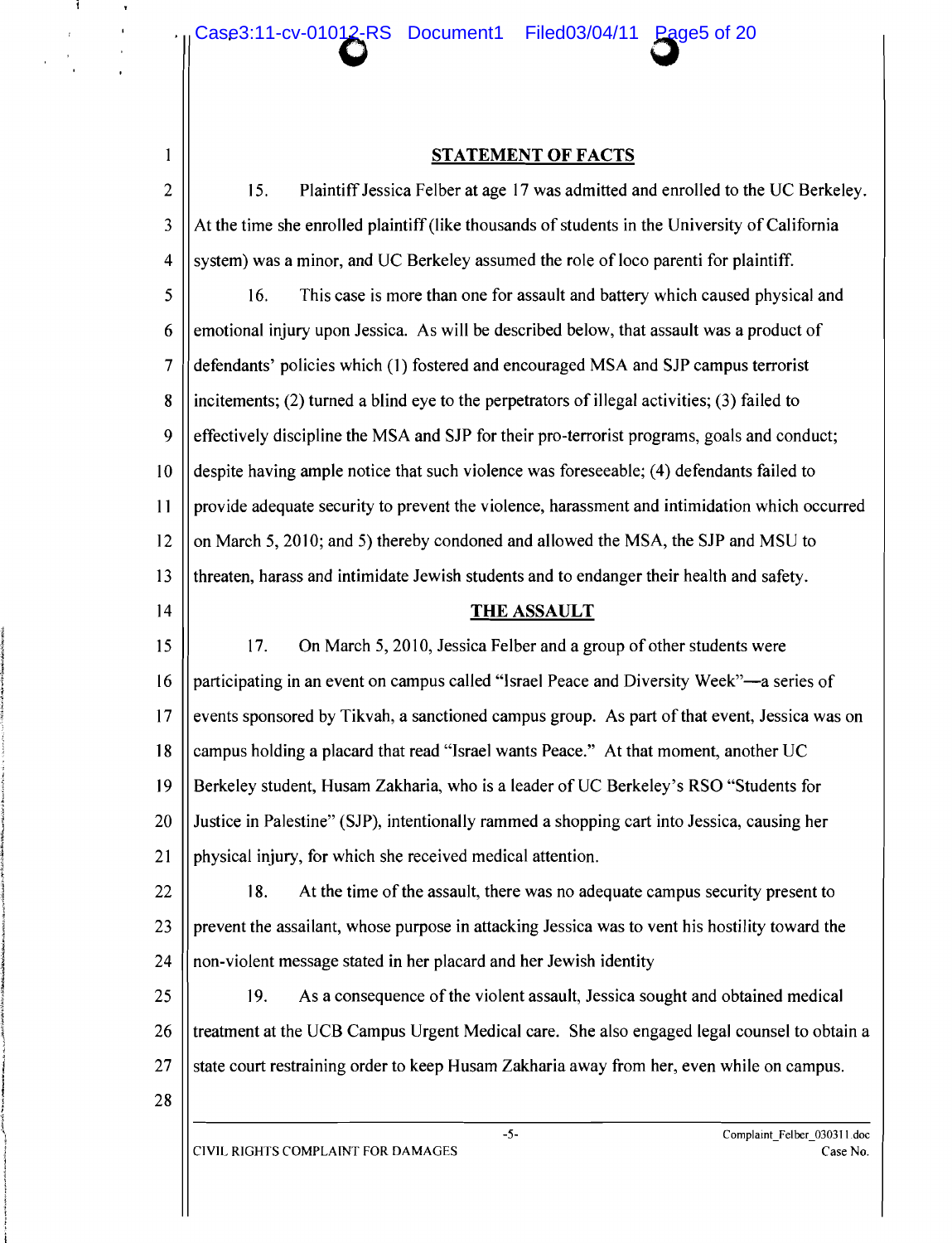## STATEMENT OF FACTS

15. Plaintiff Jessica Felber at age 17 was admitted and enrolled to the UC Berkeley. At the time she enrolled plaintiff (like thousands of students in the University of California system) was a minor, and UC Berkeley assumed the role of loco parenti for plaintiff.

16. This case is more than one for assault and battery which caused physical and emotional injury upon Jessica. As will be described below, that assault was a product of defendants' policies which (1) fostered and encouraged MSA and SJP campus terrorist incitements; (2) turned a blind eye to the perpetrators of illegal activities; (3) failed to effectively discipline the MSA and SJP for their pro-terrorist programs, goals and conduct; despite having ample notice that such violence was foreseeable; (4) defendants failed to provide adequate security to prevent the violence, harassment and intimidation which occurred on March 5, 2010; and 5) thereby condoned and allowed the MSA, the SJP and MSU to threaten, harass and intimidate Jewish students and to endanger their health and safety.

## THE ASSAULT

17. On March 5, 2010, Jessica Felber and a group of other students were participating in an event on campus called "Israel Peace and Diversity Week"—a series of events sponsored by Tikvah, a sanctioned campus group. As part of that event, Jessica was on campus holding a placard that read "Israel wants Peace." At that moment, another UC Berkeley student, Husam Zakharia, who is a leader of UC Berkeley's RSO "Students for Justice in Palestine" (SJP), intentionally rammed a shopping cart into Jessica, causing her physical injury, for which she received medical attention.

18. At the time of the assault, there was no adequate campus security present to prevent the assailant, whose purpose in attacking Jessica was to vent his hostility toward the non-violent message stated in her placard and her Jewish identity

19. As a consequence of the violent assault, Jessica sought and obtained medical treatment at the UCB Campus Urgent Medical care. She also engaged legal counsel to obtain a state court restraining order to keep Husam Zakharia away from her, even while on campus.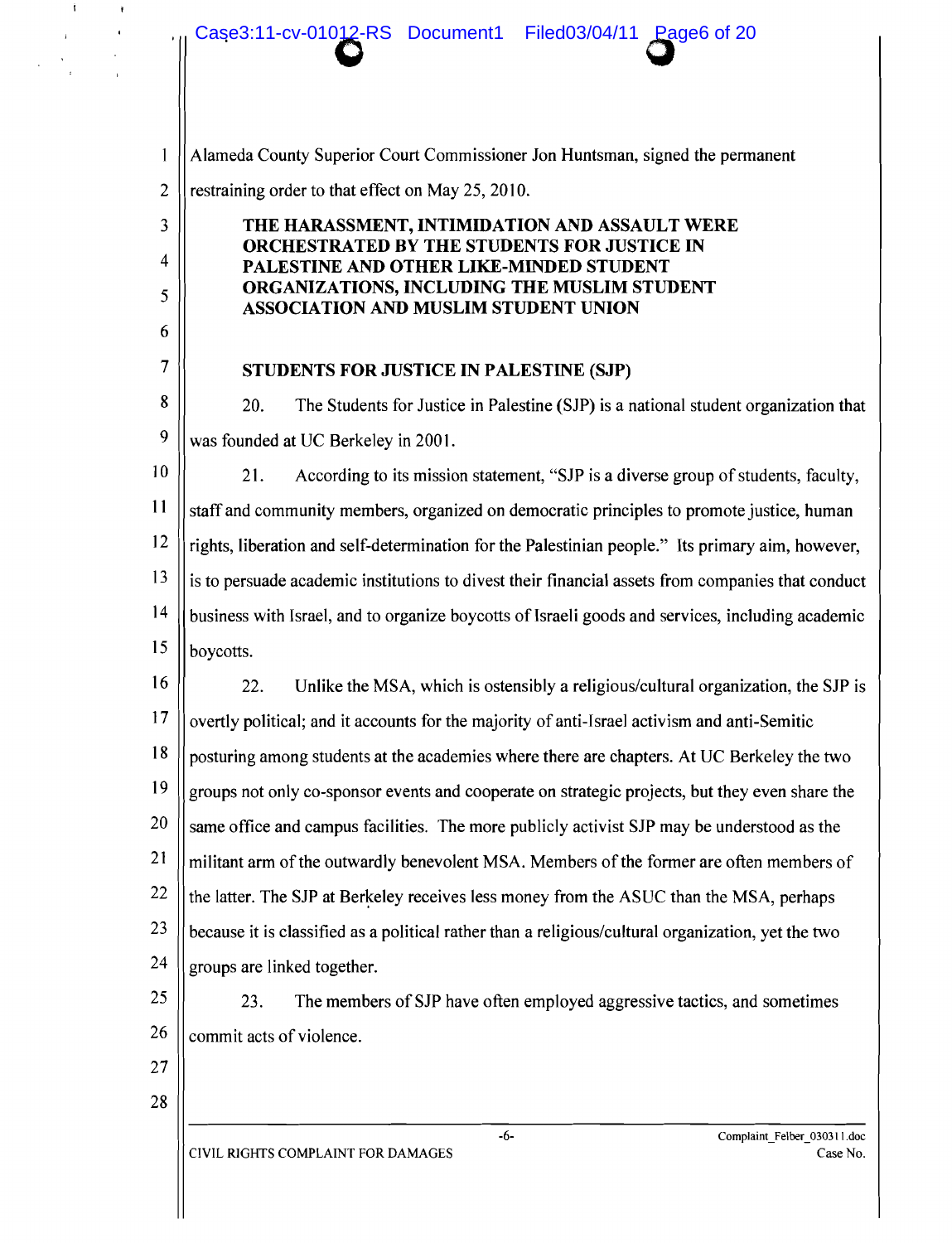Alameda County Superior Court Commissioner Jon Huntsman, signed the permanent restraining order to that effect on May 25, 2010.

**THE HARASSMENT, INTIMIDATION AND ASSAULT WERE ORCHESTRATED BY THE STUDENTS FOR JUSTICE IN PALESTINE AND OTHER LIKE-MINDED STUDENT ORGANIZATIONS, INCLUDING THE MUSLIM STUDENT ASSOCIATION AND MUSLIM STUDENT UNION**

**STUDENTS FOR JUSTICE IN PALESTINE (SJP)**

20. The Students for Justice in Palestine (SJP) is a national student organization that was founded at UC Berkeley in 2001.

21. According to its mission statement, "SJP is a diverse group of students, faculty, staff and community members, organized on democratic principles to promote justice, human rights, liberation and self-determination for the Palestinian people." Its primary aim, however, is to persuade academic institutions to divest their financial assets from companies that conduct business with Israel, and to organize boycotts of Israeli goods and services, including academic boycotts.

22. Unlike the MSA, which is ostensibly a religious/cultural organization, the SJP is overtly political; and it accounts for the majority of anti-Israel activism and anti-Semitic posturing among students at the academies where there are chapters. At UC Berkeley the two groups not only co-sponsor events and cooperate on strategic projects, but they even share the same office and campus facilities. The more publicly activist SJP may be understood as the militant arm of the outwardly benevolent MSA. Members of the former are often members of the latter. The SJP at Berkeley receives less money from the ASUC than the MSA, perhaps because it is classified as a political rather than a religious/cultural organization, yet the two groups are linked together.

23. The members of SJP have often employed aggressive tactics, and sometimes commit acts of violence.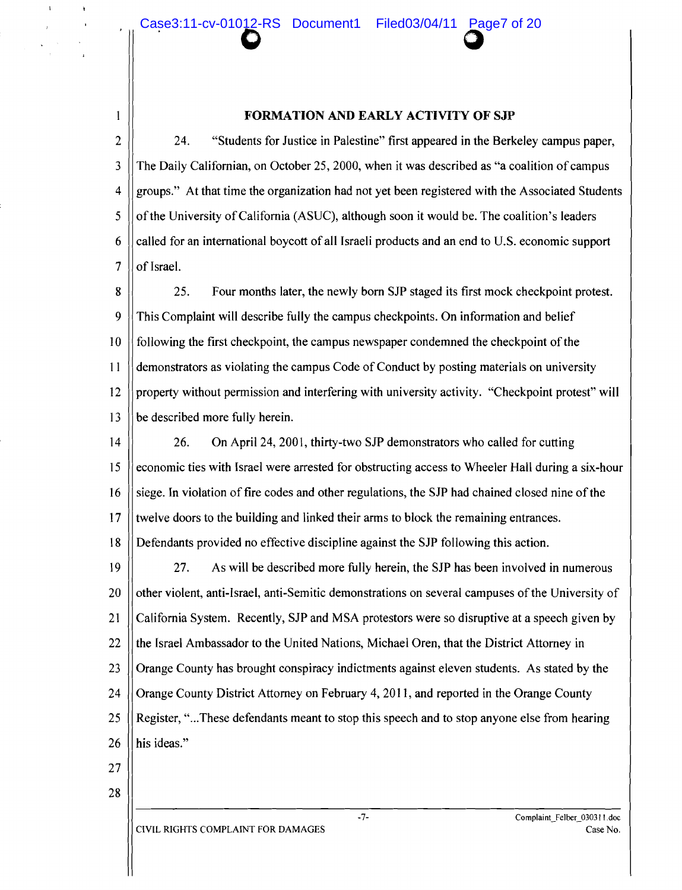## FORMATION AND EARLY ACTIVITY OF SJP

24. "Students for Justice in Palestine" first appeared in the Berkeley campus paper, The Daily Californian, on October 25, 2000, when it was described as "a coalition of campus groups." At that time the organization had not yet been registered with the Associated Students of the University of California (ASUC), although soon it would be. The coalition's leaders called for an international boycott of all Israeli products and an end to U.S. economic support of Israel.

25. Four months later, the newly born SJP staged its first mock checkpoint protest. This Complaint will describe fully the campus checkpoints. On information and belief following the first checkpoint, the campus newspaper condemned the checkpoint of the demonstrators as violating the campus Code of Conduct by posting materials on university property without permission and interfering with university activity. "Checkpoint protest" will be described more fully herein.

26. On April 24, 2001, thirty-two SJP demonstrators who called for cutting economic ties with Israel were arrested for obstructing access to Wheeler Hall during a six-hour siege. In violation of fire codes and other regulations, the SJP had chained closed nine of the twelve doors to the building and linked their arms to block the remaining entrances. Defendants provided no effective discipline against the SJP following this action.

27. As will be described more fully herein, the SJP has been involved in numerous other violent, anti-Israel, anti-Semitic demonstrations on several campuses of the University of California System. Recently, SJP and MSA protestors were so disruptive at a speech given by the Israel Ambassador to the United Nations, Michael Oren, that the District Attorney in Orange County has brought conspiracy indictments against eleven students. As stated by the Orange County District Attorney on February 4, 2011, and reported in the Orange County Register, "...These defendants meant to stop this speech and to stop anyone else from hearing his ideas."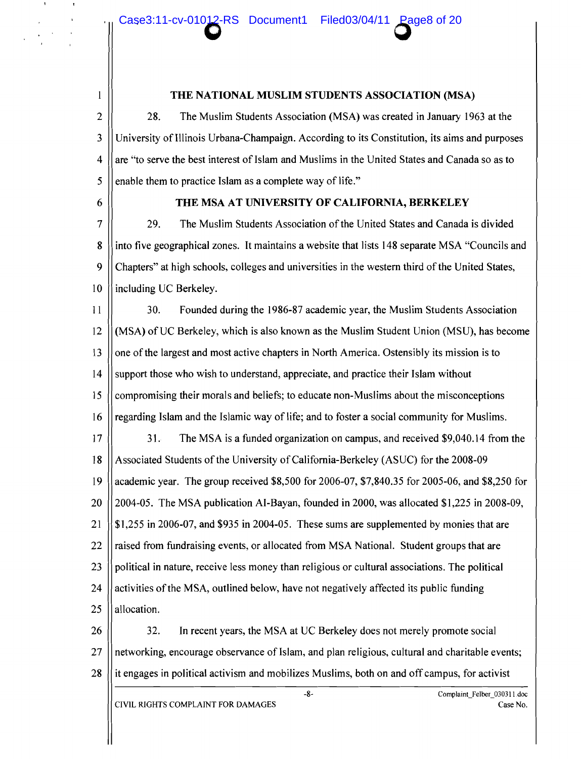## THE NATIONAL MUSLIM STUDENTS ASSOCIATION (MSA)

28. The Muslim Students Association (MSA) was created in January 1963 at the University of Illinois Urbana-Champaign. According to its Constitution, its aims and purposes are "to serve the best interest of Islam and Muslims in the United States and Canada so as to enable them to practice Islam as a complete way of life."

## THE MSA AT UNIVERSITY OF CALIFORNIA, BERKELEY

29. The Muslim Students Association of the United States and Canada is divided into five geographical zones. It maintains a website that lists 148 separate MSA "Councils and Chapters" at high schools, colleges and universities in the western third of the United States, including UC Berkeley.

30. Founded during the 1986-87 academic year, the Muslim Students Association (MSA) of UC Berkeley, which is also known as the Muslim Student Union (MSU), has become one of the largest and most active chapters in North America. Ostensibly its mission is to support those who wish to understand, appreciate, and practice their Islam without compromising their morals and beliefs; to educate non-Muslims about the misconceptions regarding Islam and the Islamic way of life; and to foster a social community for Muslims.

31. The MSA is a funded organization on campus, and received $9,040.14 from the Associated Students of the University of California-Berkeley (ASUC) for the 2008-09 academic year. The group received $8,500 for 2006-07, $7,840.35 for 2005-06, and $8,250 for 2004-05. The MSA publication Al-Bayan, founded in 2000, was allocated $1,225 in 2008-09, $1,255 in 2006-07, and $935 in 2004-05. These sums are supplemented by monies that are raised from fundraising events, or allocated from MSA National. Student groups that are political in nature, receive less money than religious or cultural associations. The political activities of the MSA, outlined below, have not negatively affected its public funding allocation.

32. In recent years, the MSA at UC Berkeley does not merely promote social networking, encourage observance of Islam, and plan religious, cultural and charitable events; it engages in political activism and mobilizes Muslims, both on and off campus, for activist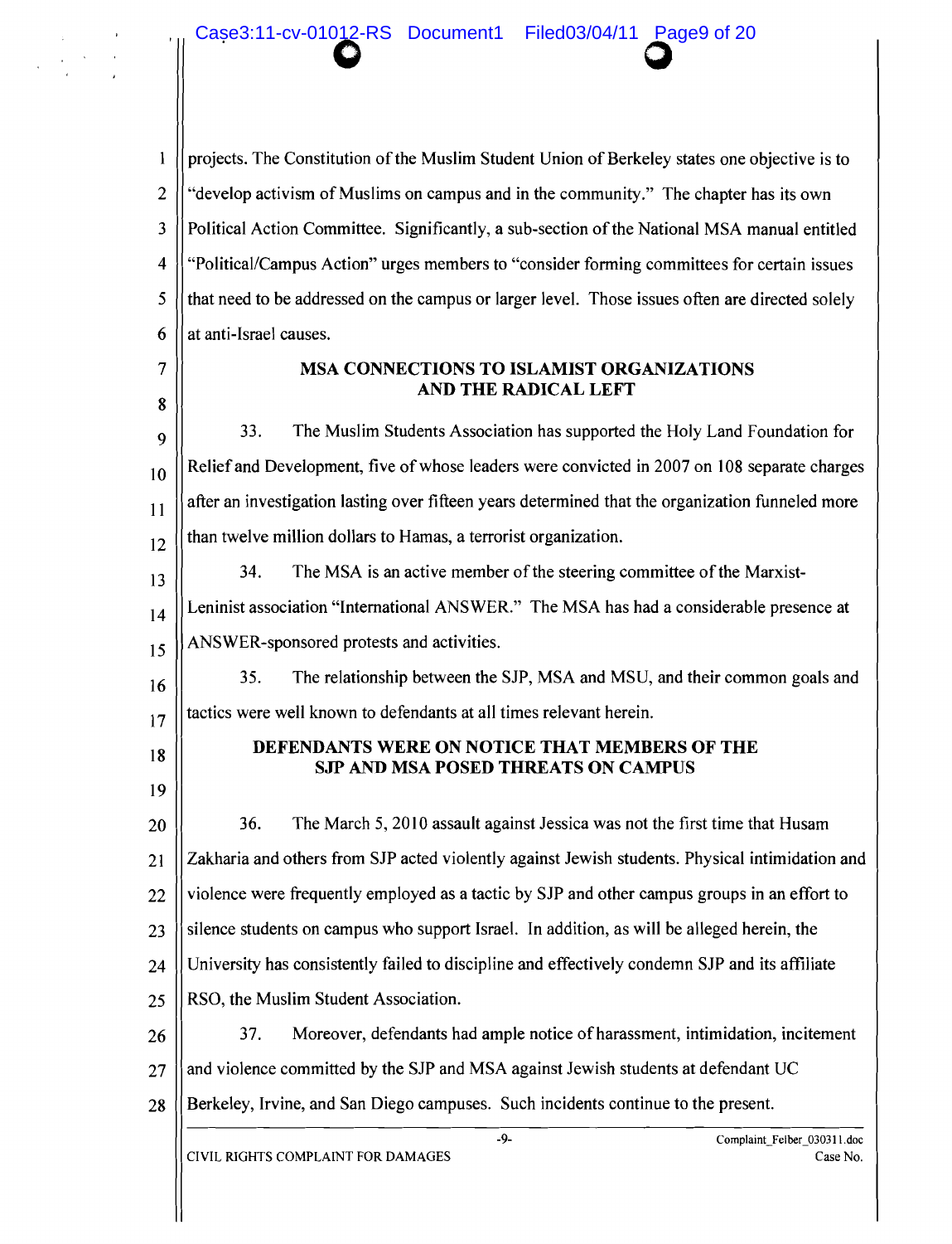projects. The Constitution of the Muslim Student Union of Berkeley states one objective is to "develop activism of Muslims on campus and in the community." The chapter has its own Political Action Committee. Significantly, a sub-section of the National MSA manual entitled "Political/Campus Action" urges members to "consider forming committees for certain issues that need to be addressed on the campus or larger level. Those issues often are directed solely at anti-Israel causes.

## MSA CONNECTIONS TO ISLAMIST ORGANIZATIONS AND THE RADICAL LEFT

33. The Muslim Students Association has supported the Holy Land Foundation for Relief and Development, five of whose leaders were convicted in 2007 on 108 separate charges after an investigation lasting over fifteen years determined that the organization funneled more than twelve million dollars to Hamas, a terrorist organization.

34. The MSA is an active member of the steering committee of the Marxist-Leninist association "International ANSWER." The MSA has had a considerable presence at ANSWER-sponsored protests and activities.

35. The relationship between the SJP, MSA and MSU, and their common goals and tactics were well known to defendants at all times relevant herein.

## DEFENDANTS WERE ON NOTICE THAT MEMBERS OF THE SJP AND MSA POSED THREATS ON CAMPUS

36. The March 5, 2010 assault against Jessica was not the first time that Husam Zakharia and others from SJP acted violently against Jewish students. Physical intimidation and violence were frequently employed as a tactic by SJP and other campus groups in an effort to silence students on campus who support Israel. In addition, as will be alleged herein, the University has consistently failed to discipline and effectively condemn SJP and its affiliate RSO, the Muslim Student Association.

37. Moreover, defendants had ample notice of harassment, intimidation, incitement and violence committed by the SJP and MSA against Jewish students at defendant UC Berkeley, Irvine, and San Diego campuses. Such incidents continue to the present.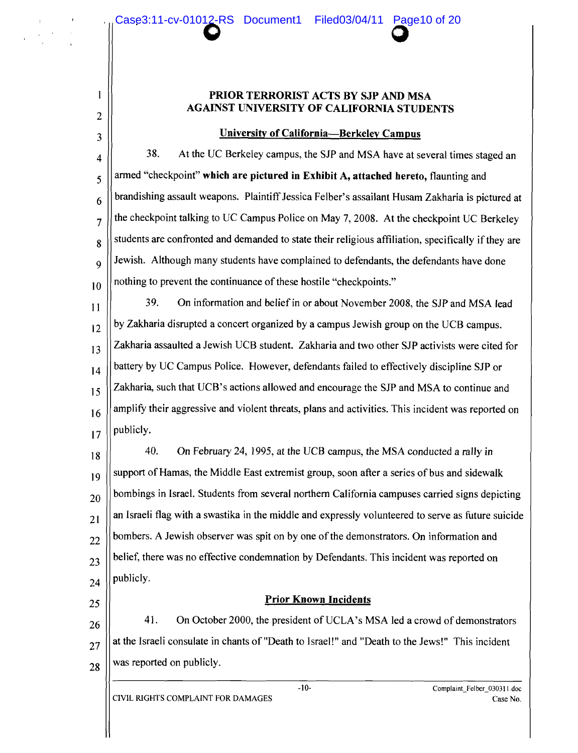## PRIOR TERRORIST ACTS BY SJP AND MSA AGAINST UNIVERSITY OF CALIFORNIA STUDENTS

### University of California—Berkeley Campus

38. At the UC Berkeley campus, the SJP and MSA have at several times staged an armed "checkpoint" **which are pictured in Exhibit A, attached hereto,** flaunting and brandishing assault weapons. Plaintiff Jessica Felber's assailant Husam Zakharia is pictured at the checkpoint talking to UC Campus Police on May 7, 2008. At the checkpoint UC Berkeley students are confronted and demanded to state their religious affiliation, specifically if they are Jewish. Although many students have complained to defendants, the defendants have done nothing to prevent the continuance of these hostile "checkpoints."

39. On information and belief in or about November 2008, the SJP and MSA lead by Zakharia disrupted a concert organized by a campus Jewish group on the UCB campus. Zakharia assaulted a Jewish UCB student. Zakharia and two other SJP activists were cited for battery by UC Campus Police. However, defendants failed to effectively discipline SJP or Zakharia, such that UCB's actions allowed and encourage the SJP and MSA to continue and amplify their aggressive and violent threats, plans and activities. This incident was reported on publicly.

40. On February 24, 1995, at the UCB campus, the MSA conducted a rally in support of Hamas, the Middle East extremist group, soon after a series of bus and sidewalk bombings in Israel. Students from several northern California campuses carried signs depicting an Israeli flag with a swastika in the middle and expressly volunteered to serve as future suicide bombers. A Jewish observer was spit on by one of the demonstrators. On information and belief, there was no effective condemnation by Defendants. This incident was reported on publicly.

### Prior Known Incidents

41. On October 2000, the president of UCLA's MSA led a crowd of demonstrators at the Israeli consulate in chants of "Death to Israel!" and "Death to the Jews!" This incident was reported on publicly.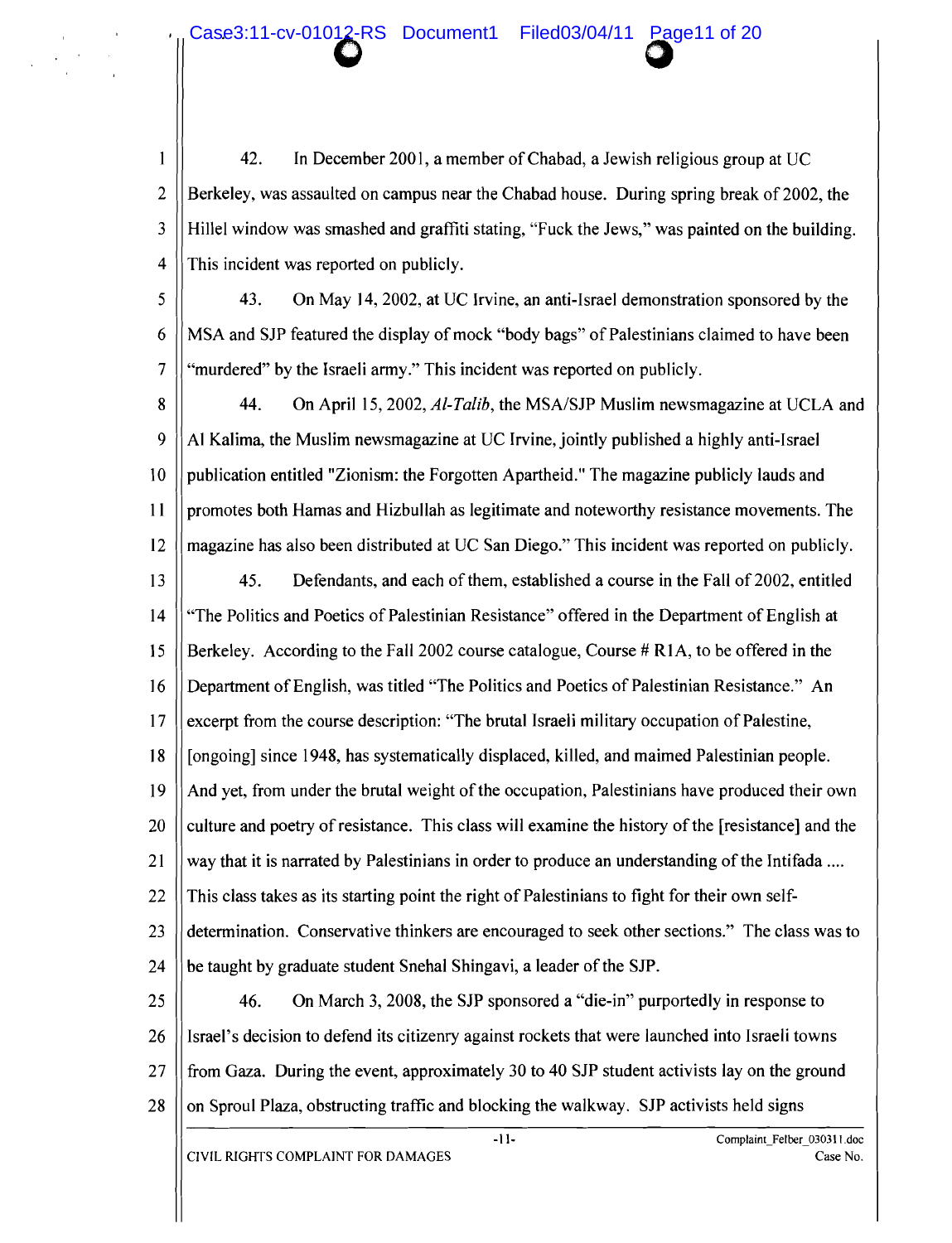42. In December 2001, a member of Chabad, a Jewish religious group at UC Berkeley, was assaulted on campus near the Chabad house. During spring break of 2002, the Hillel window was smashed and graffiti stating, "Fuck the Jews," was painted on the building. This incident was reported on publicly.

43. On May 14, 2002, at UC Irvine, an anti-Israel demonstration sponsored by the MSA and SJP featured the display of mock "body bags" of Palestinians claimed to have been "murdered" by the Israeli army." This incident was reported on publicly.

44. On April 15, 2002, *Al-Talib*, the MSA/SJP Muslim newsmagazine at UCLA and Al Kalima, the Muslim newsmagazine at UC Irvine, jointly published a highly anti-Israel publication entitled "Zionism: the Forgotten Apartheid." The magazine publicly lauds and promotes both Hamas and Hizbullah as legitimate and noteworthy resistance movements. The magazine has also been distributed at UC San Diego." This incident was reported on publicly.

45. Defendants, and each of them, established a course in the Fall of 2002, entitled "The Politics and Poetics of Palestinian Resistance" offered in the Department of English at Berkeley. According to the Fall 2002 course catalogue, Course # R1A, to be offered in the Department of English, was titled "The Politics and Poetics of Palestinian Resistance." An excerpt from the course description: "The brutal Israeli military occupation of Palestine, [ongoing] since 1948, has systematically displaced, killed, and maimed Palestinian people. And yet, from under the brutal weight of the occupation, Palestinians have produced their own culture and poetry of resistance. This class will examine the history of the [resistance] and the way that it is narrated by Palestinians in order to produce an understanding of the Intifada .... This class takes as its starting point the right of Palestinians to fight for their own self-determination. Conservative thinkers are encouraged to seek other sections." The class was to be taught by graduate student Snehal Shingavi, a leader of the SJP.

46. On March 3, 2008, the SJP sponsored a "die-in" purportedly in response to Israel's decision to defend its citizenry against rockets that were launched into Israeli towns from Gaza. During the event, approximately 30 to 40 SJP student activists lay on the ground on Sproul Plaza, obstructing traffic and blocking the walkway. SJP activists held signs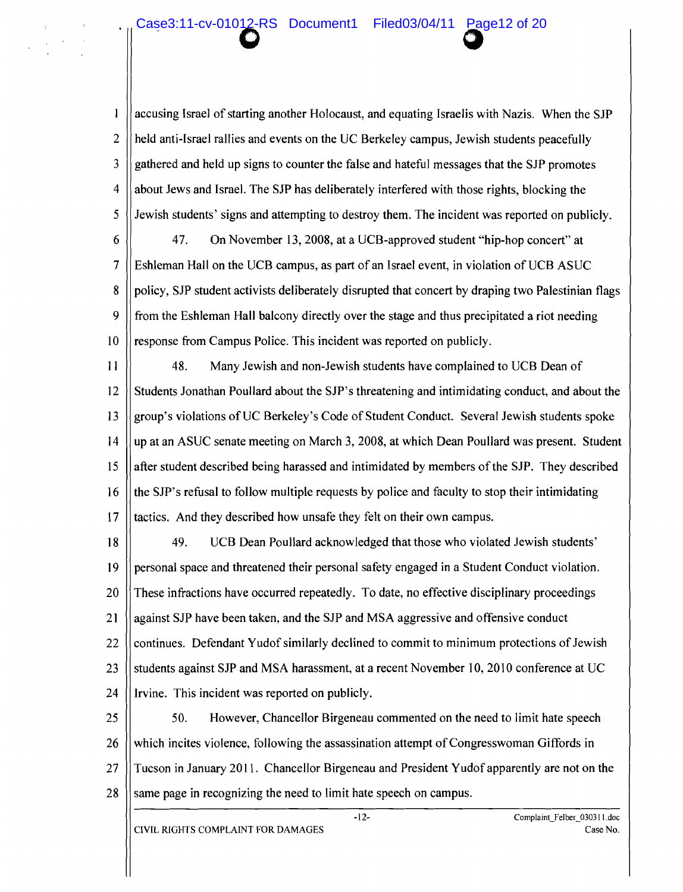accusing Israel of starting another Holocaust, and equating Israelis with Nazis. When the SJP held anti-Israel rallies and events on the UC Berkeley campus, Jewish students peacefully gathered and held up signs to counter the false and hateful messages that the SJP promotes about Jews and Israel. The SJP has deliberately interfered with those rights, blocking the Jewish students' signs and attempting to destroy them. The incident was reported on publicly.

47. On November 13, 2008, at a UCB-approved student "hip-hop concert" at Eshleman Hall on the UCB campus, as part of an Israel event, in violation of UCB ASUC policy, SJP student activists deliberately disrupted that concert by draping two Palestinian flags from the Eshleman Hall balcony directly over the stage and thus precipitated a riot needing response from Campus Police. This incident was reported on publicly.

48. Many Jewish and non-Jewish students have complained to UCB Dean of Students Jonathan Poullard about the SJP's threatening and intimidating conduct, and about the group's violations of UC Berkeley's Code of Student Conduct. Several Jewish students spoke up at an ASUC senate meeting on March 3, 2008, at which Dean Poullard was present. Student after student described being harassed and intimidated by members of the SJP. They described the SJP's refusal to follow multiple requests by police and faculty to stop their intimidating tactics. And they described how unsafe they felt on their own campus.

49. UCB Dean Poullard acknowledged that those who violated Jewish students' personal space and threatened their personal safety engaged in a Student Conduct violation. These infractions have occurred repeatedly. To date, no effective disciplinary proceedings against SJP have been taken, and the SJP and MSA aggressive and offensive conduct continues. Defendant Yudof similarly declined to commit to minimum protections of Jewish students against SJP and MSA harassment, at a recent November 10, 2010 conference at UC Irvine. This incident was reported on publicly.

50. However, Chancellor Birgeneau commented on the need to limit hate speech which incites violence, following the assassination attempt of Congresswoman Giffords in Tucson in January 2011. Chancellor Birgeneau and President Yudof apparently are not on the same page in recognizing the need to limit hate speech on campus.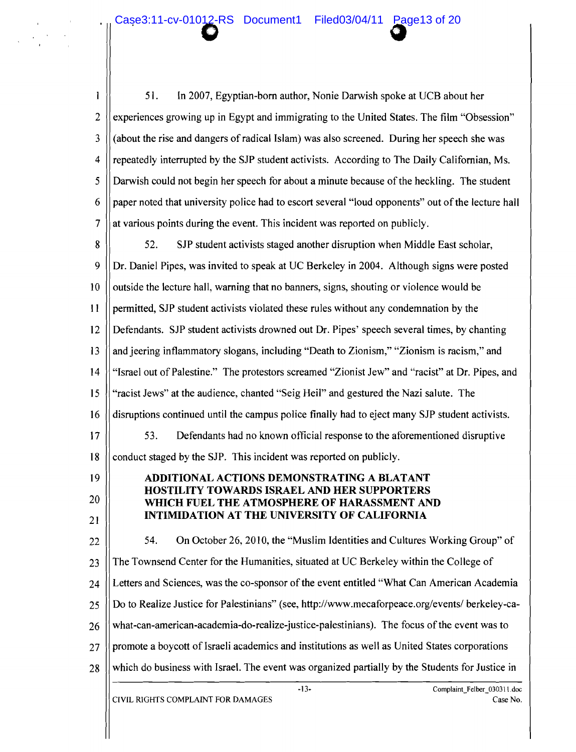51. In 2007, Egyptian-born author, Nonie Darwish spoke at UCB about her experiences growing up in Egypt and immigrating to the United States. The film "Obsession" (about the rise and dangers of radical Islam) was also screened. During her speech she was repeatedly interrupted by the SJP student activists. According to The Daily Californian, Ms. Darwish could not begin her speech for about a minute because of the heckling. The student paper noted that university police had to escort several "loud opponents" out of the lecture hall at various points during the event. This incident was reported on publicly.

52. SJP student activists staged another disruption when Middle East scholar, Dr. Daniel Pipes, was invited to speak at UC Berkeley in 2004. Although signs were posted outside the lecture hall, warning that no banners, signs, shouting or violence would be permitted, SJP student activists violated these rules without any condemnation by the Defendants. SJP student activists drowned out Dr. Pipes' speech several times, by chanting and jeering inflammatory slogans, including "Death to Zionism," "Zionism is racism," and "Israel out of Palestine." The protestors screamed "Zionist Jew" and "racist" at Dr. Pipes, and "racist Jews" at the audience, chanted "Seig Heil" and gestured the Nazi salute. The disruptions continued until the campus police finally had to eject many SJP student activists.

53. Defendants had no known official response to the aforementioned disruptive conduct staged by the SJP. This incident was reported on publicly.

**ADDITIONAL ACTIONS DEMONSTRATING A BLATANT HOSTILITY TOWARDS ISRAEL AND HER SUPPORTERS WHICH FUEL THE ATMOSPHERE OF HARASSMENT AND INTIMIDATION AT THE UNIVERSITY OF CALIFORNIA**

54. On October 26, 2010, the "Muslim Identities and Cultures Working Group" of The Townsend Center for the Humanities, situated at UC Berkeley within the College of Letters and Sciences, was the co-sponsor of the event entitled "What Can American Academia Do to Realize Justice for Palestinians" (see, http://www.mecaforpeace.org/events/ berkeley-ca-what-can-american-academia-do-realize-justice-palestinians). The focus of the event was to promote a boycott of Israeli academics and institutions as well as United States corporations which do business with Israel. The event was organized partially by the Students for Justice in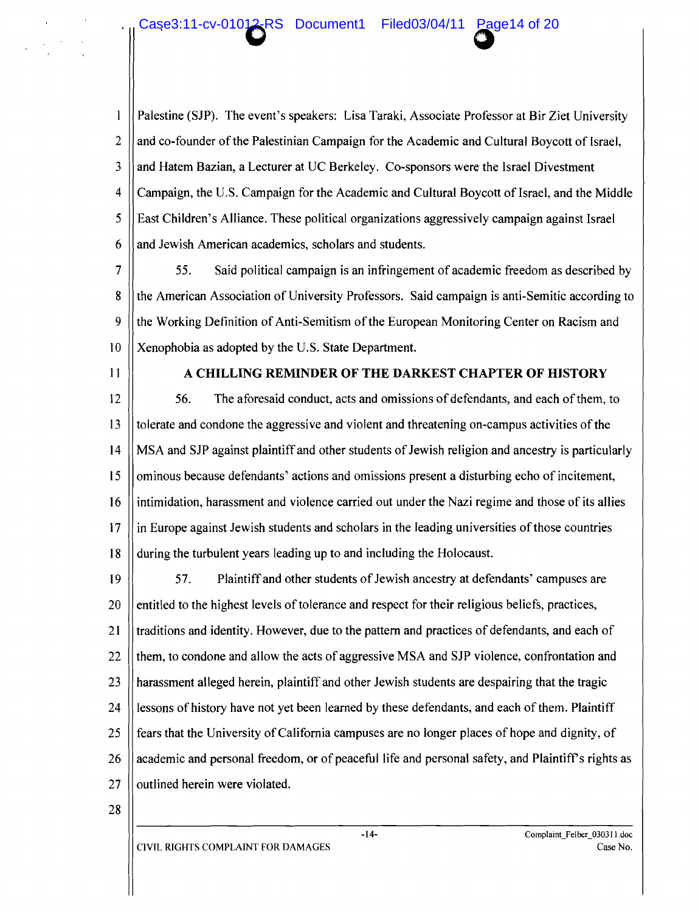Palestine (SJP). The event's speakers: Lisa Taraki, Associate Professor at Bir Ziet University and co-founder of the Palestinian Campaign for the Academic and Cultural Boycott of Israel, and Hatem Bazian, a Lecturer at UC Berkeley. Co-sponsors were the Israel Divestment Campaign, the U.S. Campaign for the Academic and Cultural Boycott of Israel, and the Middle East Children's Alliance. These political organizations aggressively campaign against Israel and Jewish American academics, scholars and students.

55. Said political campaign is an infringement of academic freedom as described by the American Association of University Professors. Said campaign is anti-Semitic according to the Working Definition of Anti-Semitism of the European Monitoring Center on Racism and Xenophobia as adopted by the U.S. State Department.

## A CHILLING REMINDER OF THE DARKEST CHAPTER OF HISTORY

56. The aforesaid conduct, acts and omissions of defendants, and each of them, to tolerate and condone the aggressive and violent and threatening on-campus activities of the MSA and SJP against plaintiff and other students of Jewish religion and ancestry is particularly ominous because defendants' actions and omissions present a disturbing echo of incitement, intimidation, harassment and violence carried out under the Nazi regime and those of its allies in Europe against Jewish students and scholars in the leading universities of those countries during the turbulent years leading up to and including the Holocaust.

57. Plaintiff and other students of Jewish ancestry at defendants' campuses are entitled to the highest levels of tolerance and respect for their religious beliefs, practices, traditions and identity. However, due to the pattern and practices of defendants, and each of them, to condone and allow the acts of aggressive MSA and SJP violence, confrontation and harassment alleged herein, plaintiff and other Jewish students are despairing that the tragic lessons of history have not yet been learned by these defendants, and each of them. Plaintiff fears that the University of California campuses are no longer places of hope and dignity, of academic and personal freedom, or of peaceful life and personal safety, and Plaintiff's rights as outlined herein were violated.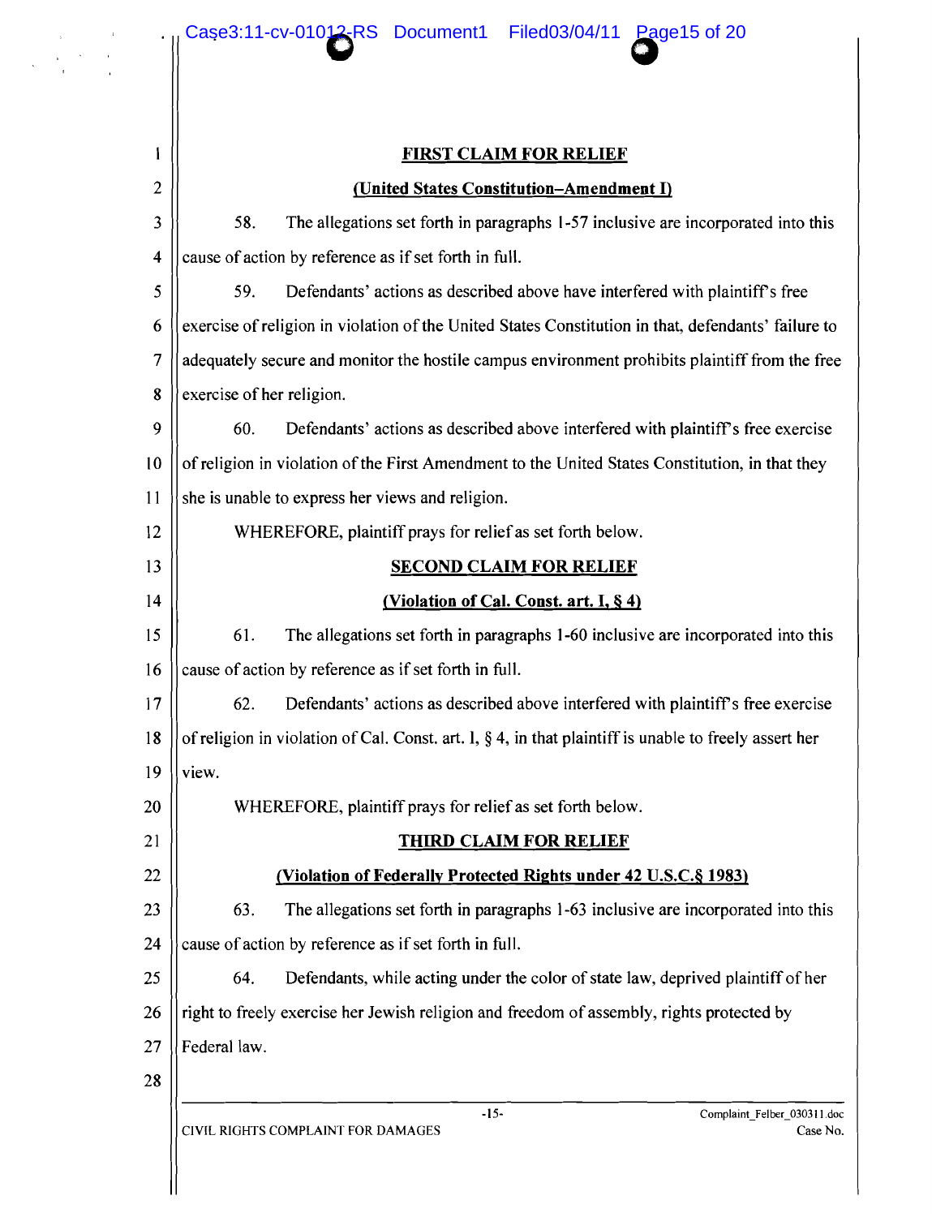## FIRST CLAIM FOR RELIEF

### (United States Constitution–Amendment I)

58. The allegations set forth in paragraphs 1-57 inclusive are incorporated into this cause of action by reference as if set forth in full.

59. Defendants' actions as described above have interfered with plaintiff's free exercise of religion in violation of the United States Constitution in that, defendants' failure to adequately secure and monitor the hostile campus environment prohibits plaintiff from the free exercise of her religion.

60. Defendants' actions as described above interfered with plaintiff's free exercise of religion in violation of the First Amendment to the United States Constitution, in that they she is unable to express her views and religion.

WHEREFORE, plaintiff prays for relief as set forth below.

## SECOND CLAIM FOR RELIEF

### (Violation of Cal. Const. art. I, § 4)

61. The allegations set forth in paragraphs 1-60 inclusive are incorporated into this cause of action by reference as if set forth in full.

62. Defendants' actions as described above interfered with plaintiff's free exercise of religion in violation of Cal. Const. art. I, § 4, in that plaintiff is unable to freely assert her view.

WHEREFORE, plaintiff prays for relief as set forth below.

## THIRD CLAIM FOR RELIEF

### (Violation of Federally Protected Rights under 42 U.S.C.§ 1983)

63. The allegations set forth in paragraphs 1-63 inclusive are incorporated into this cause of action by reference as if set forth in full.

64. Defendants, while acting under the color of state law, deprived plaintiff of her right to freely exercise her Jewish religion and freedom of assembly, rights protected by Federal law.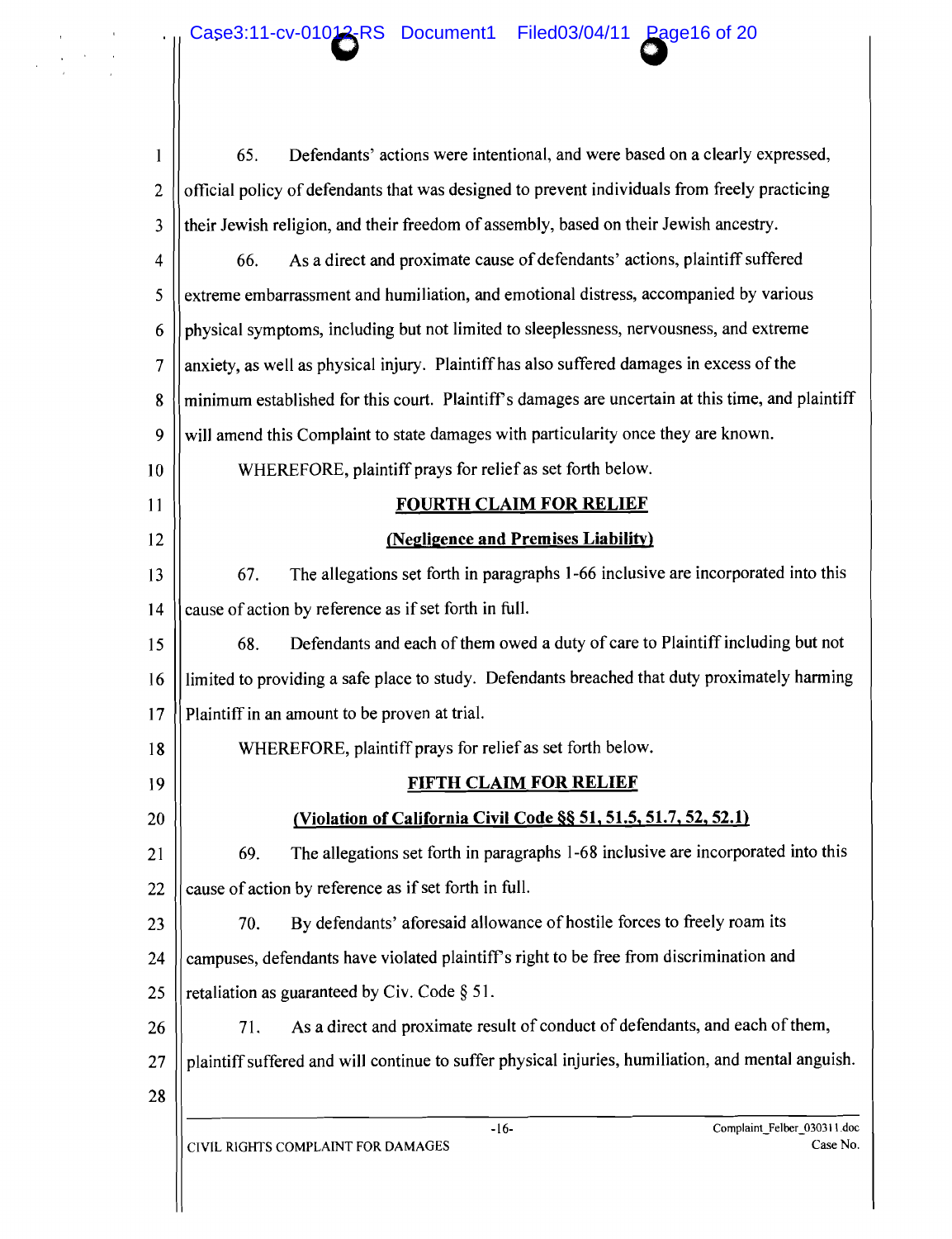65. Defendants' actions were intentional, and were based on a clearly expressed, official policy of defendants that was designed to prevent individuals from freely practicing their Jewish religion, and their freedom of assembly, based on their Jewish ancestry.

66. As a direct and proximate cause of defendants' actions, plaintiff suffered extreme embarrassment and humiliation, and emotional distress, accompanied by various physical symptoms, including but not limited to sleeplessness, nervousness, and extreme anxiety, as well as physical injury. Plaintiff has also suffered damages in excess of the minimum established for this court. Plaintiff's damages are uncertain at this time, and plaintiff will amend this Complaint to state damages with particularity once they are known.

WHEREFORE, plaintiff prays for relief as set forth below.

## FOURTH CLAIM FOR RELIEF

### (Negligence and Premises Liability)

67. The allegations set forth in paragraphs 1-66 inclusive are incorporated into this cause of action by reference as if set forth in full.

68. Defendants and each of them owed a duty of care to Plaintiff including but not limited to providing a safe place to study. Defendants breached that duty proximately harming Plaintiff in an amount to be proven at trial.

WHEREFORE, plaintiff prays for relief as set forth below.

## FIFTH CLAIM FOR RELIEF

### (Violation of California Civil Code §§ 51, 51.5, 51.7, 52, 52.1)

69. The allegations set forth in paragraphs 1-68 inclusive are incorporated into this cause of action by reference as if set forth in full.

70. By defendants' aforesaid allowance of hostile forces to freely roam its campuses, defendants have violated plaintiff's right to be free from discrimination and retaliation as guaranteed by Civ. Code § 51.

71. As a direct and proximate result of conduct of defendants, and each of them, plaintiff suffered and will continue to suffer physical injuries, humiliation, and mental anguish.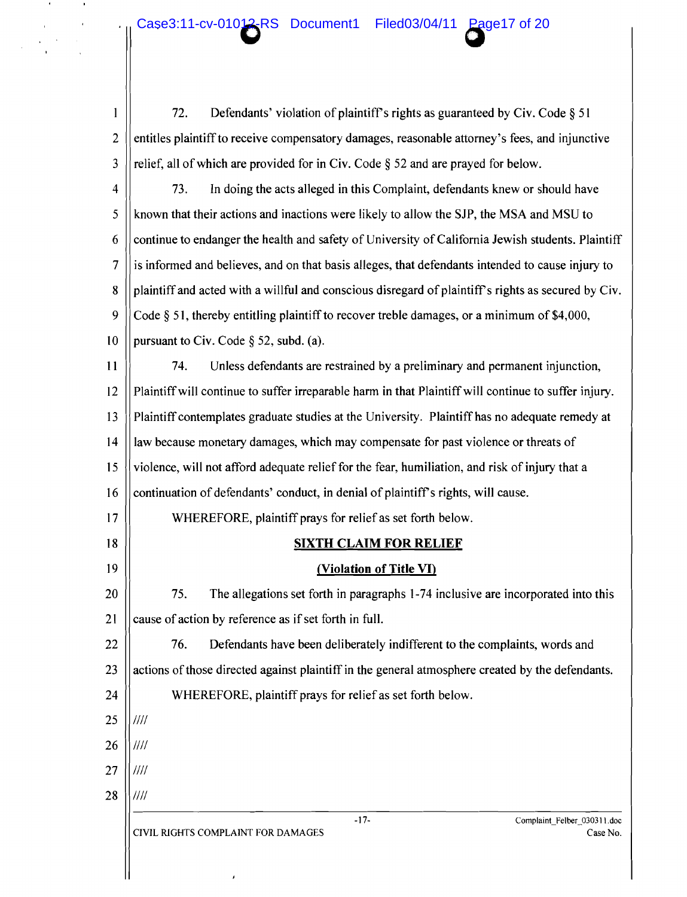72. Defendants' violation of plaintiff's rights as guaranteed by Civ. Code § 51 entitles plaintiff to receive compensatory damages, reasonable attorney's fees, and injunctive relief, all of which are provided for in Civ. Code § 52 and are prayed for below.

73. In doing the acts alleged in this Complaint, defendants knew or should have known that their actions and inactions were likely to allow the SJP, the MSA and MSU to continue to endanger the health and safety of University of California Jewish students. Plaintiff is informed and believes, and on that basis alleges, that defendants intended to cause injury to plaintiff and acted with a willful and conscious disregard of plaintiff's rights as secured by Civ. Code § 51, thereby entitling plaintiff to recover treble damages, or a minimum of $4,000, pursuant to Civ. Code § 52, subd. (a).

74. Unless defendants are restrained by a preliminary and permanent injunction, Plaintiff will continue to suffer irreparable harm in that Plaintiff will continue to suffer injury. Plaintiff contemplates graduate studies at the University. Plaintiff has no adequate remedy at law because monetary damages, which may compensate for past violence or threats of violence, will not afford adequate relief for the fear, humiliation, and risk of injury that a continuation of defendants' conduct, in denial of plaintiff's rights, will cause.

WHEREFORE, plaintiff prays for relief as set forth below.

## SIXTH CLAIM FOR RELIEF

## (Violation of Title VI)

75. The allegations set forth in paragraphs 1-74 inclusive are incorporated into this cause of action by reference as if set forth in full.

76. Defendants have been deliberately indifferent to the complaints, words and actions of those directed against plaintiff in the general atmosphere created by the defendants.

WHEREFORE, plaintiff prays for relief as set forth below.

////

////

////

////

CIVIL RIGHTS COMPLAINT FOR DAMAGES

Complaint_Felber_030311.doc

Case No.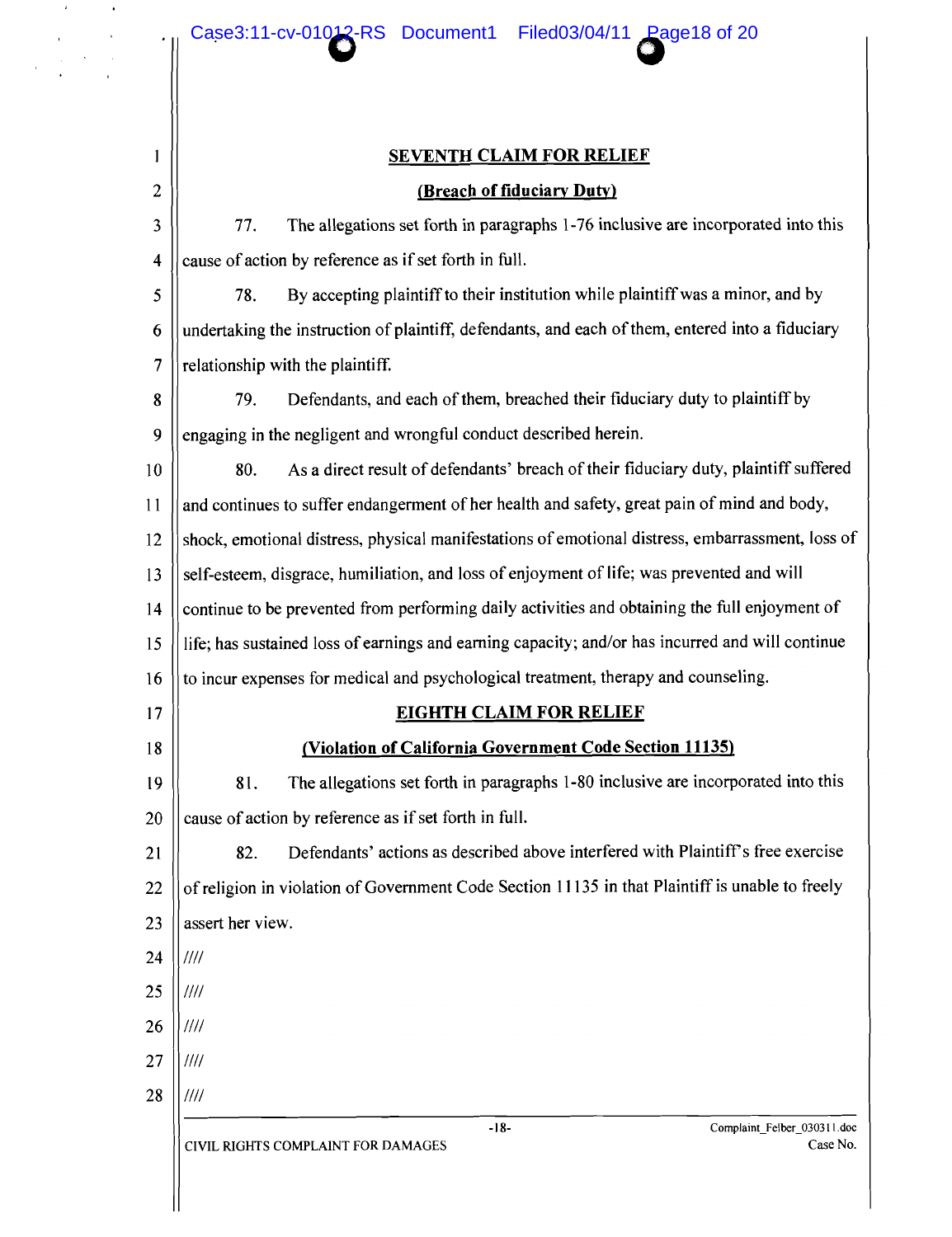## SEVENTH CLAIM FOR RELIEF

### (Breach of fiduciary Duty)

77. The allegations set forth in paragraphs 1-76 inclusive are incorporated into this cause of action by reference as if set forth in full.

78. By accepting plaintiff to their institution while plaintiff was a minor, and by undertaking the instruction of plaintiff, defendants, and each of them, entered into a fiduciary relationship with the plaintiff.

79. Defendants, and each of them, breached their fiduciary duty to plaintiff by engaging in the negligent and wrongful conduct described herein.

80. As a direct result of defendants' breach of their fiduciary duty, plaintiff suffered and continues to suffer endangerment of her health and safety, great pain of mind and body, shock, emotional distress, physical manifestations of emotional distress, embarrassment, loss of self-esteem, disgrace, humiliation, and loss of enjoyment of life; was prevented and will continue to be prevented from performing daily activities and obtaining the full enjoyment of life; has sustained loss of earnings and earning capacity; and/or has incurred and will continue to incur expenses for medical and psychological treatment, therapy and counseling.

## EIGHTH CLAIM FOR RELIEF

### (Violation of California Government Code Section 11135)

81. The allegations set forth in paragraphs 1-80 inclusive are incorporated into this cause of action by reference as if set forth in full.

82. Defendants' actions as described above interfered with Plaintiff's free exercise of religion in violation of Government Code Section 11135 in that Plaintiff is unable to freely assert her view.

////

////

////

////

////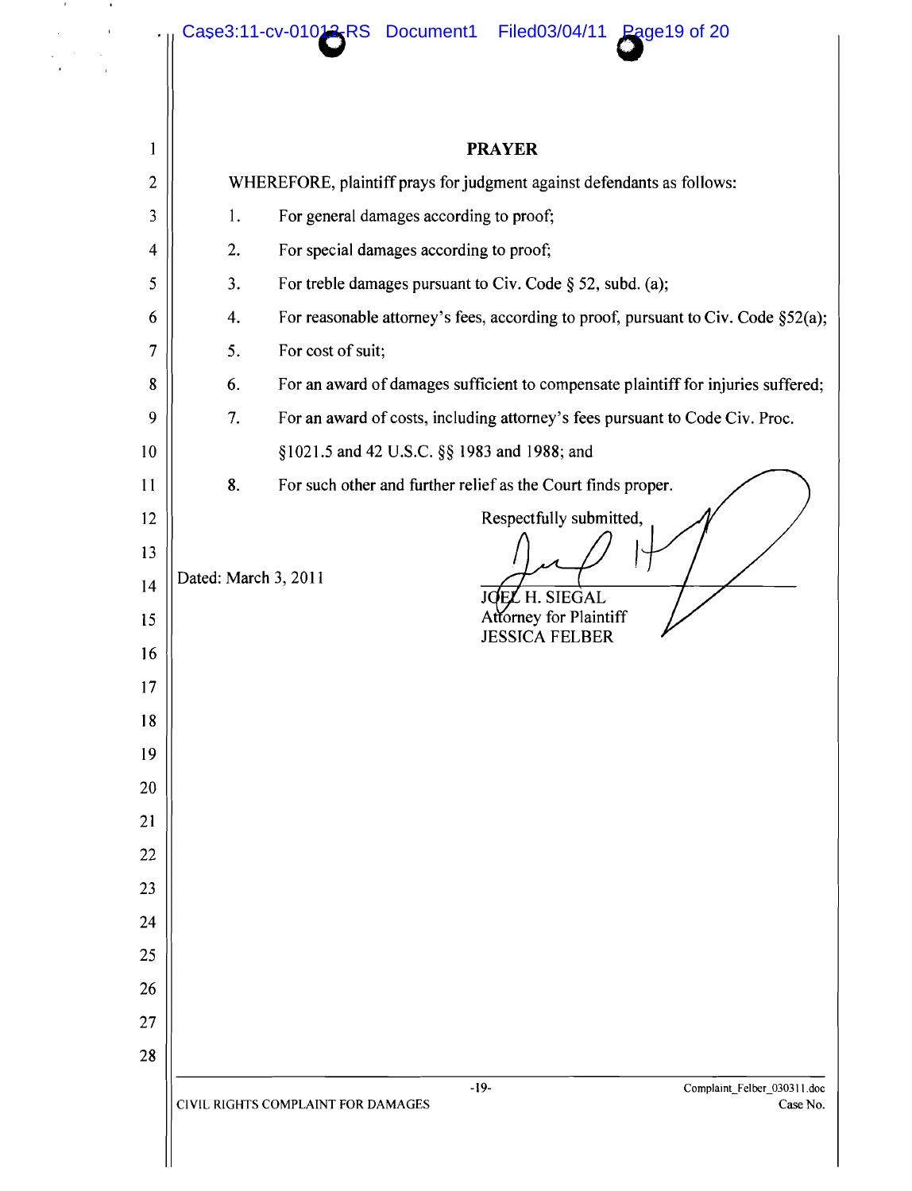## PRAYER

WHEREFORE, plaintiff prays for judgment against defendants as follows:

1. For general damages according to proof;
2. For special damages according to proof;
3. For treble damages pursuant to Civ. Code § 52, subd. (a);
4. For reasonable attorney's fees, according to proof, pursuant to Civ. Code §52(a);
5. For cost of suit;
6. For an award of damages sufficient to compensate plaintiff for injuries suffered;
7. For an award of costs, including attorney's fees pursuant to Code Civ. Proc. §1021.5 and 42 U.S.C. §§ 1983 and 1988; and
8. For such other and further relief as the Court finds proper.

Respectfully submitted,

Dated: March 3, 2011

JOEL H. SIEGAL
Attorney for Plaintiff
JESSICA FELBER

CIVIL RIGHTS COMPLAINT FOR DAMAGES

Complaint_Felber_030311.doc
Case No.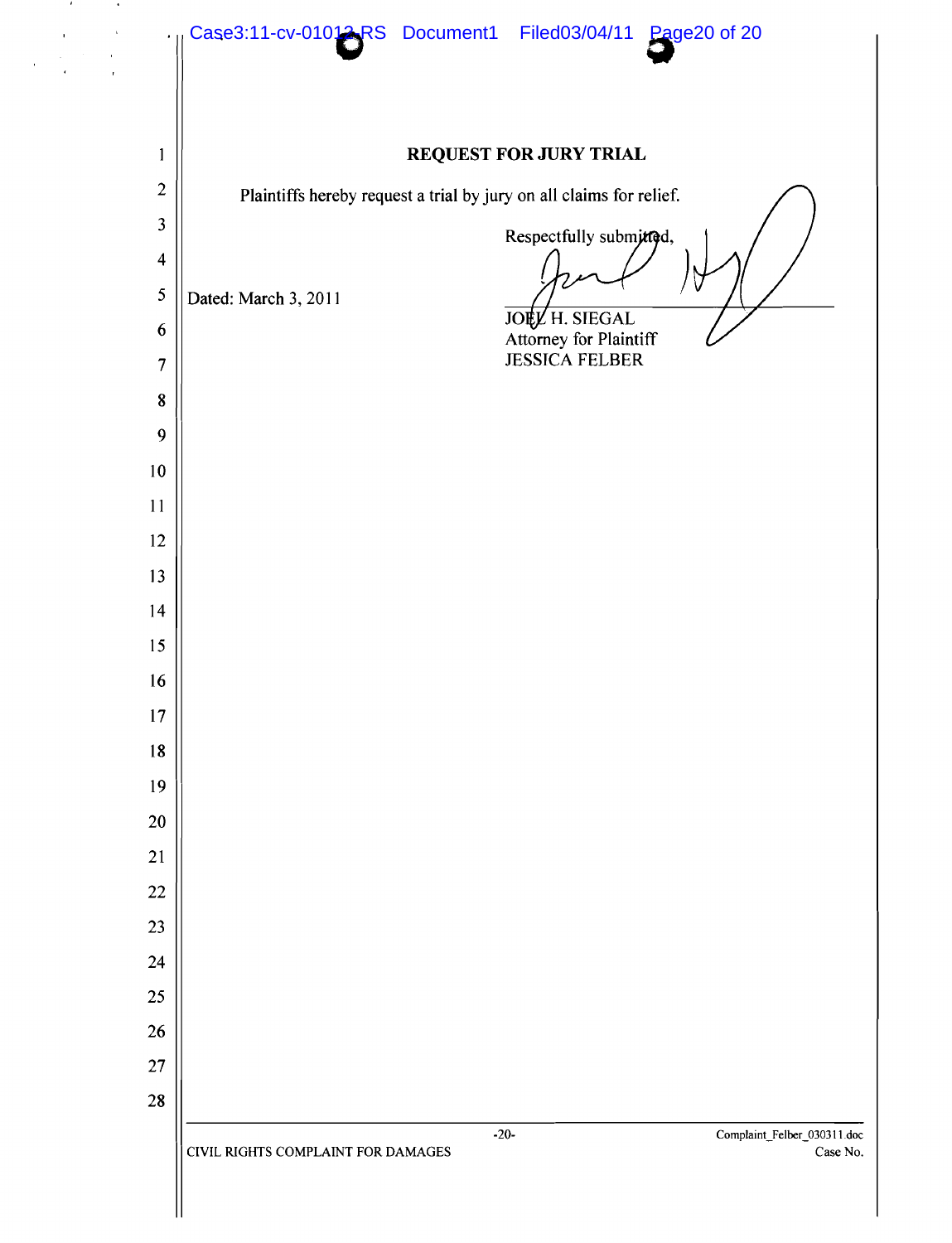# REQUEST FOR JURY TRIAL

Plaintiffs hereby request a trial by jury on all claims for relief.

Respectfully submitted,

Dated: March 3, 2011

JOEL H. SIEGAL
Attorney for Plaintiff
JESSICA FELBER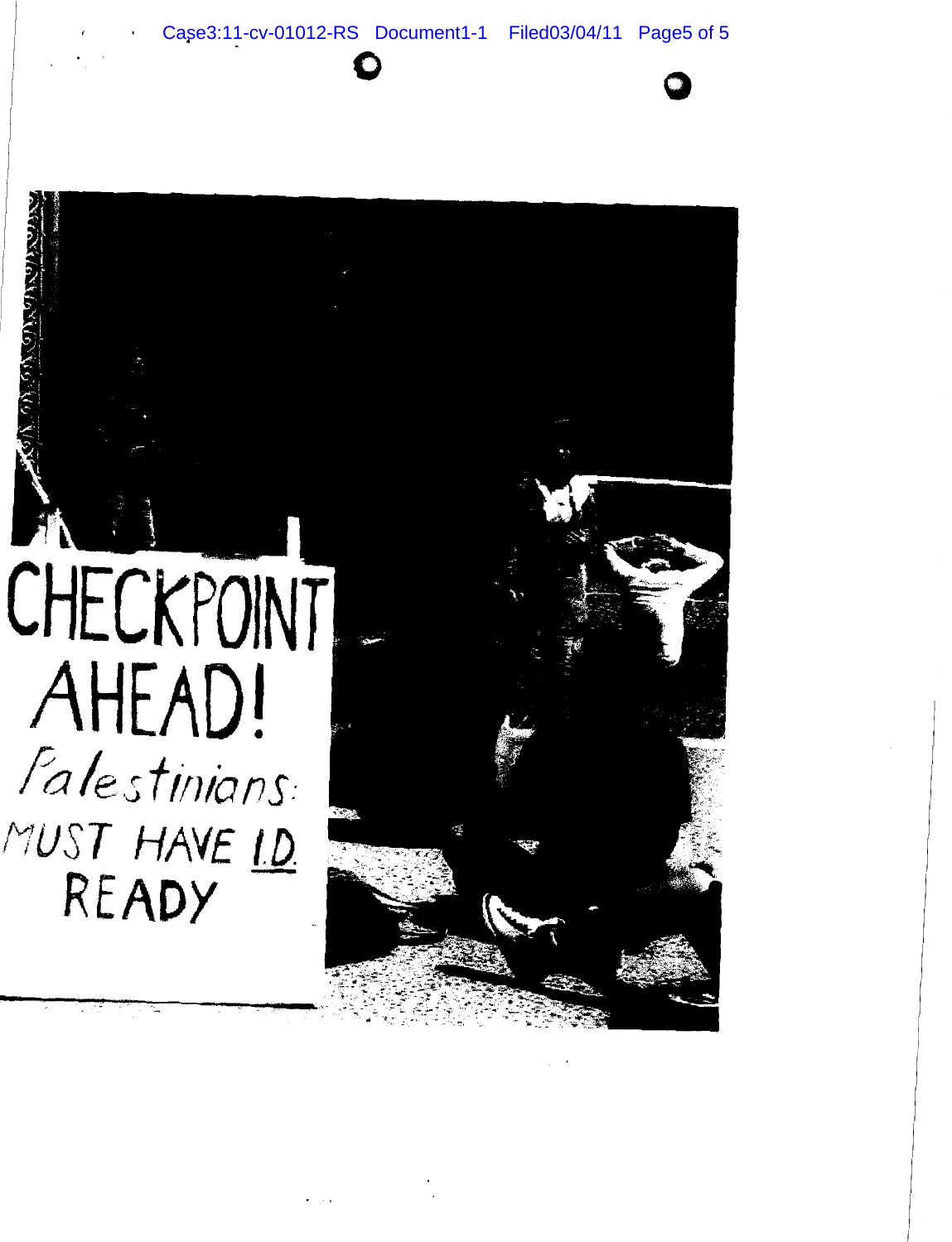CHECKPOINT AHEAD!

Palestinians: MUST HAVE I.D. READY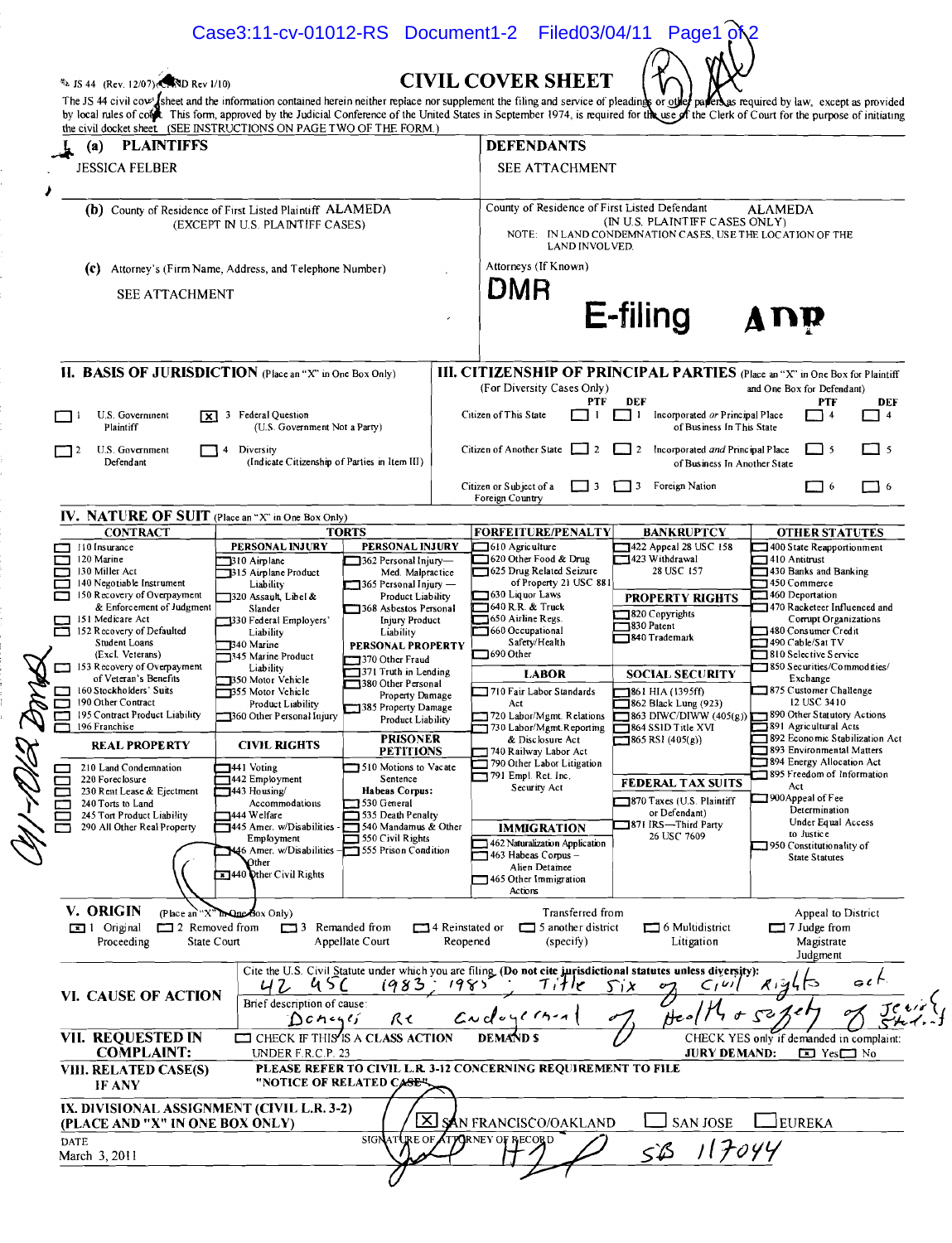JS 44 (Rev. 12/07) (CAND Rev 1/10)

# CIVIL COVER SHEET

The JS 44 civil cover sheet and the information contained herein neither replace nor supplement the filing and service of pleadings or other papers as required by law, except as provided by local rules of court. This form, approved by the Judicial Conference of the United States in September 1974, is required for the use of the Clerk of Court for the purpose of initiating the civil docket sheet. (SEE INSTRUCTIONS ON PAGE TWO OF THE FORM.)

**I. (a) PLAINTIFFS**

JESSICA FELBER

**DEFENDANTS**

SEE ATTACHMENT

**(b)** County of Residence of First Listed Plaintiff ALAMEDA
(EXCEPT IN U.S. PLAINTIFF CASES)

County of Residence of First Listed Defendant ALAMEDA
(IN U.S. PLAINTIFF CASES ONLY)
NOTE: IN LAND CONDEMNATION CASES, USE THE LOCATION OF THE LAND INVOLVED.

**(c)** Attorney's (Firm Name, Address, and Telephone Number)

SEE ATTACHMENT

Attorneys (If Known)

DMR

E-filing ADR

**II. BASIS OF JURISDICTION** (Place an "X" in One Box Only)

- [ ] 1 U.S. Government Plaintiff
- [x] 3 Federal Question (U.S. Government Not a Party)
- [ ] 2 U.S. Government Defendant
- [ ] 4 Diversity (Indicate Citizenship of Parties in Item III)

**III. CITIZENSHIP OF PRINCIPAL PARTIES** (Place an "X" in One Box for Plaintiff and One Box for Defendant) (For Diversity Cases Only)

| | PTF | DEF | | PTF | DEF |
|---|---|---|---|---|---|
| Citizen of This State | [ ] 1 | [ ] 1 | Incorporated or Principal Place of Business In This State | [ ] 4 | [ ] 4 |
| Citizen of Another State | [ ] 2 | [ ] 2 | Incorporated and Principal Place of Business In Another State | [ ] 5 | [ ] 5 |
| Citizen or Subject of a Foreign Country | [ ] 3 | [ ] 3 | Foreign Nation | [ ] 6 | [ ] 6 |

**IV. NATURE OF SUIT** (Place an "X" in One Box Only)

**CONTRACT**: 110 Insurance; 120 Marine; 130 Miller Act; 140 Negotiable Instrument; 150 Recovery of Overpayment & Enforcement of Judgment; 151 Medicare Act; 152 Recovery of Defaulted Student Loans (Excl. Veterans); 153 Recovery of Overpayment of Veteran's Benefits; 160 Stockholders' Suits; 190 Other Contract; 195 Contract Product Liability; 196 Franchise

**REAL PROPERTY**: 210 Land Condemnation; 220 Foreclosure; 230 Rent Lease & Ejectment; 240 Torts to Land; 245 Tort Product Liability; 290 All Other Real Property

**TORTS — PERSONAL INJURY**: 310 Airplane; 315 Airplane Product Liability; 320 Assault, Libel & Slander; 330 Federal Employers' Liability; 340 Marine; 345 Marine Product Liability; 350 Motor Vehicle; 355 Motor Vehicle Product Liability; 360 Other Personal Injury

**PERSONAL INJURY**: 362 Personal Injury—Med. Malpractice; 365 Personal Injury — Product Liability; 368 Asbestos Personal Injury Product Liability

**PERSONAL PROPERTY**: 370 Other Fraud; 371 Truth in Lending; 380 Other Personal Property Damage; 385 Property Damage Product Liability

**CIVIL RIGHTS**: 441 Voting; 442 Employment; 443 Housing/ Accommodations; 444 Welfare; 445 Amer. w/Disabilities - Employment; 446 Amer. w/Disabilities - Other; [x] 440 Other Civil Rights

**PRISONER PETITIONS**: 510 Motions to Vacate Sentence; Habeas Corpus: 530 General; 535 Death Penalty; 540 Mandamus & Other; 550 Civil Rights; 555 Prison Condition

**FORFEITURE/PENALTY**: 610 Agriculture; 620 Other Food & Drug; 625 Drug Related Seizure of Property 21 USC 881; 630 Liquor Laws; 640 R.R. & Truck; 650 Airline Regs.; 660 Occupational Safety/Health; 690 Other

**LABOR**: 710 Fair Labor Standards Act; 720 Labor/Mgmt. Relations; 730 Labor/Mgmt. Reporting & Disclosure Act; 740 Railway Labor Act; 790 Other Labor Litigation; 791 Empl. Ret. Inc. Security Act

**IMMIGRATION**: 462 Naturalization Application; 463 Habeas Corpus – Alien Detainee; 465 Other Immigration Actions

**BANKRUPTCY**: 422 Appeal 28 USC 158; 423 Withdrawal 28 USC 157

**PROPERTY RIGHTS**: 820 Copyrights; 830 Patent; 840 Trademark

**SOCIAL SECURITY**: 861 HIA (1395ff); 862 Black Lung (923); 863 DIWC/DIWW (405(g)); 864 SSID Title XVI; 865 RSI (405(g))

**FEDERAL TAX SUITS**: 870 Taxes (U.S. Plaintiff or Defendant); 871 IRS—Third Party 26 USC 7609

**OTHER STATUTES**: 400 State Reapportionment; 410 Antitrust; 430 Banks and Banking; 450 Commerce; 460 Deportation; 470 Racketeer Influenced and Corrupt Organizations; 480 Consumer Credit; 490 Cable/Sat TV; 810 Selective Service; 850 Securities/Commodities/ Exchange; 875 Customer Challenge 12 USC 3410; 890 Other Statutory Actions; 891 Agricultural Acts; 892 Economic Stabilization Act; 893 Environmental Matters; 894 Energy Allocation Act; 895 Freedom of Information Act; 900 Appeal of Fee Determination Under Equal Access to Justice; 950 Constitutionality of State Statutes

**V. ORIGIN** (Place an "X" in One Box Only)

[x] 1 Original Proceeding; [ ] 2 Removed from State Court; [ ] 3 Remanded from Appellate Court; [ ] 4 Reinstated or Reopened; [ ] 5 Transferred from another district (specify); [ ] 6 Multidistrict Litigation; [ ] 7 Appeal to District Judge from Magistrate Judgment

**VI. CAUSE OF ACTION**

Cite the U.S. Civil Statute under which you are filing (Do not cite jurisdictional statutes unless diversity): 42 USC 1983; 1985; Title Six of Civil Rights act

Brief description of cause: Damages re endangerment of health & safety of Jewish students

**VII. REQUESTED IN COMPLAINT:** [ ] CHECK IF THIS IS A CLASS ACTION UNDER F.R.C.P. 23 DEMAND $ — CHECK YES only if demanded in complaint: JURY DEMAND: [x] Yes [ ] No

**VIII. RELATED CASE(S) IF ANY** PLEASE REFER TO CIVIL L.R. 3-12 CONCERNING REQUIREMENT TO FILE "NOTICE OF RELATED CASE".

**IX. DIVISIONAL ASSIGNMENT (CIVIL L.R. 3-2) (PLACE AND "X" IN ONE BOX ONLY)** [x] SAN FRANCISCO/OAKLAND [ ] SAN JOSE [ ] EUREKA

DATE: March 3, 2011

SIGNATURE OF ATTORNEY OF RECORD: SB 117044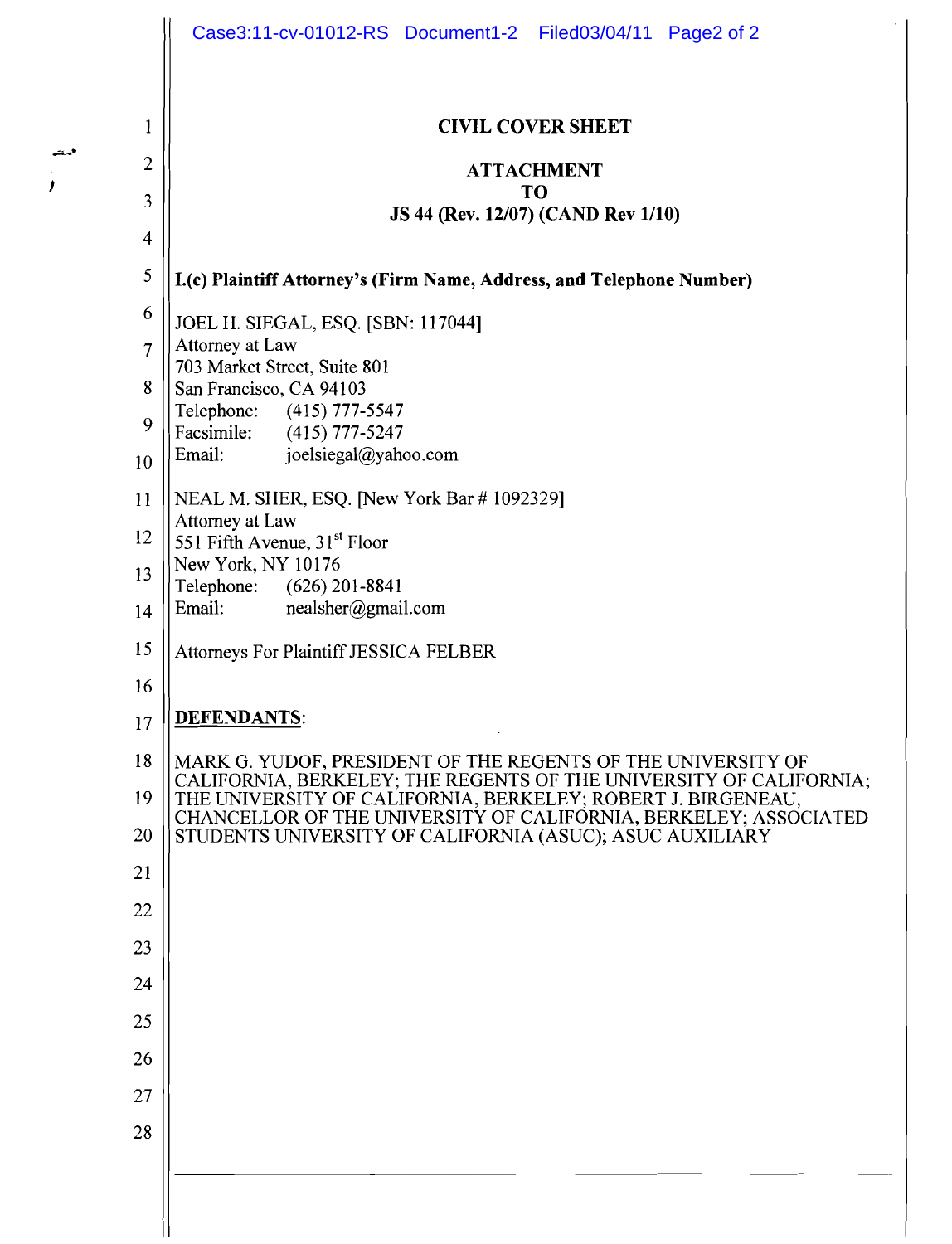# CIVIL COVER SHEET

## ATTACHMENT
## TO
## JS 44 (Rev. 12/07) (CAND Rev 1/10)

**I.(c) Plaintiff Attorney's (Firm Name, Address, and Telephone Number)**

JOEL H. SIEGAL, ESQ. [SBN: 117044]
Attorney at Law
703 Market Street, Suite 801
San Francisco, CA 94103
Telephone: (415) 777-5547
Facsimile: (415) 777-5247
Email: joelsiegal@yahoo.com

NEAL M. SHER, ESQ. [New York Bar # 1092329]
Attorney at Law
551 Fifth Avenue, 31st Floor
New York, NY 10176
Telephone: (626) 201-8841
Email: nealsher@gmail.com

Attorneys For Plaintiff JESSICA FELBER

**DEFENDANTS**:

MARK G. YUDOF, PRESIDENT OF THE REGENTS OF THE UNIVERSITY OF CALIFORNIA, BERKELEY; THE REGENTS OF THE UNIVERSITY OF CALIFORNIA; THE UNIVERSITY OF CALIFORNIA, BERKELEY; ROBERT J. BIRGENEAU, CHANCELLOR OF THE UNIVERSITY OF CALIFORNIA, BERKELEY; ASSOCIATED STUDENTS UNIVERSITY OF CALIFORNIA (ASUC); ASUC AUXILIARY